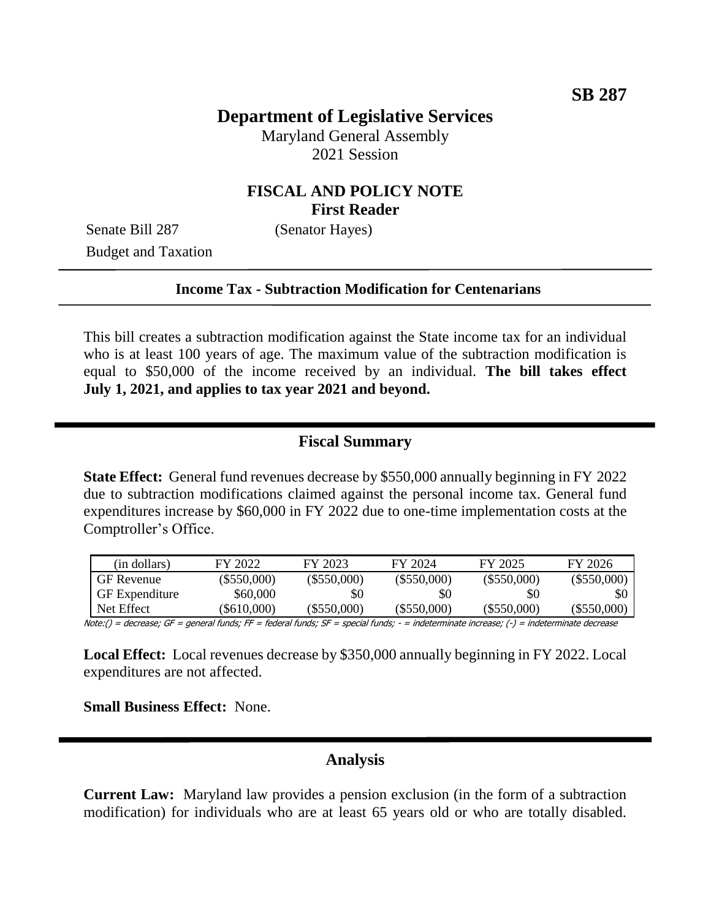**SB 287**

# Department of Legislative Services

Maryland General Assembly
2021 Session

## FISCAL AND POLICY NOTE
**First Reader**

Senate Bill 287 (Senator Hayes)
Budget and Taxation

**Income Tax - Subtraction Modification for Centenarians**

This bill creates a subtraction modification against the State income tax for an individual who is at least 100 years of age. The maximum value of the subtraction modification is equal to $50,000 of the income received by an individual. **The bill takes effect July 1, 2021, and applies to tax year 2021 and beyond.**

## Fiscal Summary

**State Effect:** General fund revenues decrease by $550,000 annually beginning in FY 2022 due to subtraction modifications claimed against the personal income tax. General fund expenditures increase by $60,000 in FY 2022 due to one-time implementation costs at the Comptroller's Office.

| (in dollars) | FY 2022 | FY 2023 | FY 2024 | FY 2025 | FY 2026 |
|---|---|---|---|---|---|
| GF Revenue | ($550,000) | ($550,000) | ($550,000) | ($550,000) | ($550,000) |
| GF Expenditure | $60,000 | $0 | $0 | $0 | $0 |
| Net Effect | ($610,000) | ($550,000) | ($550,000) | ($550,000) | ($550,000) |

Note:() = decrease; GF = general funds; FF = federal funds; SF = special funds; - = indeterminate increase; (-) = indeterminate decrease

**Local Effect:** Local revenues decrease by $350,000 annually beginning in FY 2022. Local expenditures are not affected.

**Small Business Effect:** None.

## Analysis

**Current Law:** Maryland law provides a pension exclusion (in the form of a subtraction modification) for individuals who are at least 65 years old or who are totally disabled.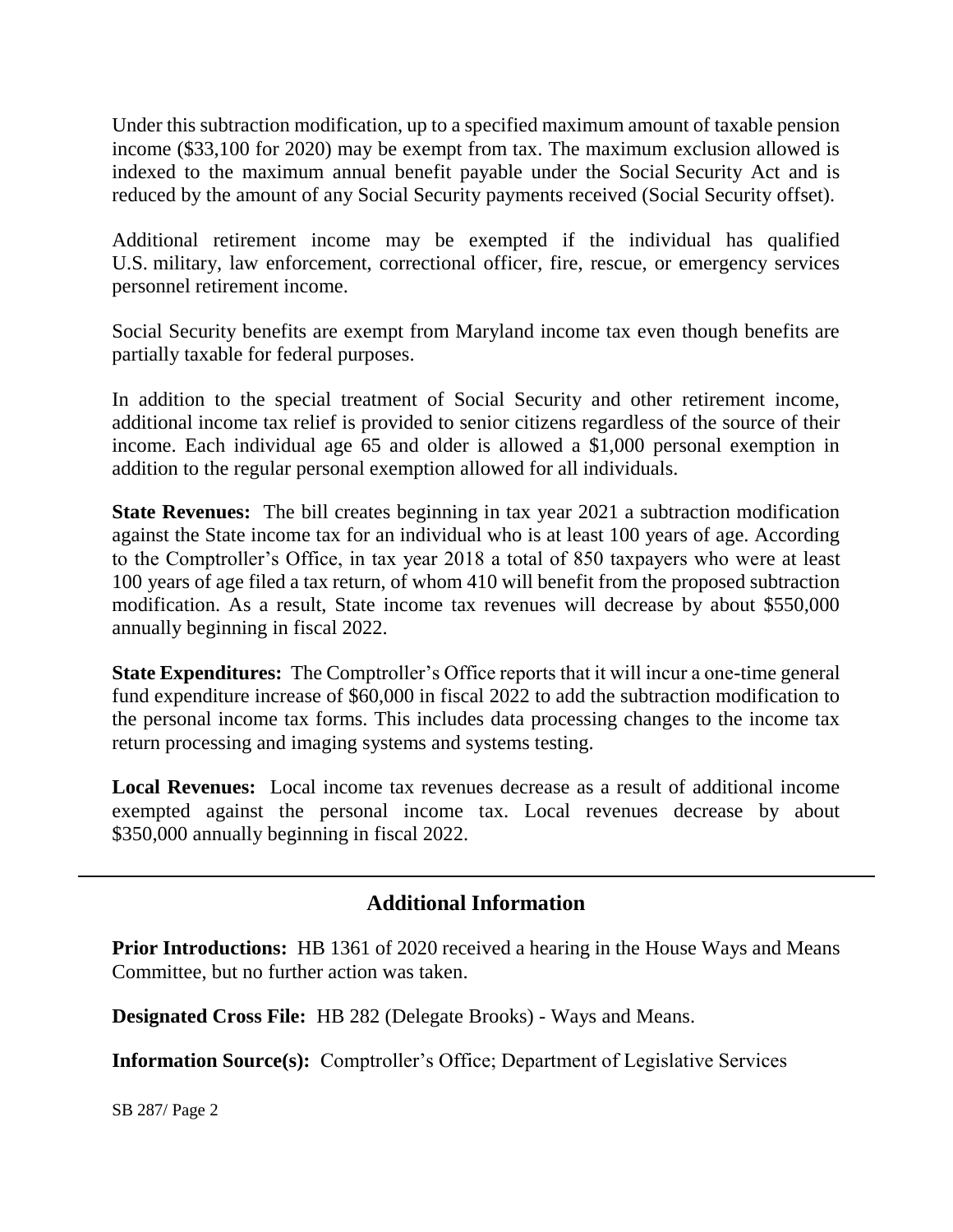Under this subtraction modification, up to a specified maximum amount of taxable pension income ($33,100 for 2020) may be exempt from tax. The maximum exclusion allowed is indexed to the maximum annual benefit payable under the Social Security Act and is reduced by the amount of any Social Security payments received (Social Security offset).

Additional retirement income may be exempted if the individual has qualified U.S. military, law enforcement, correctional officer, fire, rescue, or emergency services personnel retirement income.

Social Security benefits are exempt from Maryland income tax even though benefits are partially taxable for federal purposes.

In addition to the special treatment of Social Security and other retirement income, additional income tax relief is provided to senior citizens regardless of the source of their income. Each individual age 65 and older is allowed a $1,000 personal exemption in addition to the regular personal exemption allowed for all individuals.

**State Revenues:** The bill creates beginning in tax year 2021 a subtraction modification against the State income tax for an individual who is at least 100 years of age. According to the Comptroller's Office, in tax year 2018 a total of 850 taxpayers who were at least 100 years of age filed a tax return, of whom 410 will benefit from the proposed subtraction modification. As a result, State income tax revenues will decrease by about $550,000 annually beginning in fiscal 2022.

**State Expenditures:** The Comptroller's Office reports that it will incur a one-time general fund expenditure increase of $60,000 in fiscal 2022 to add the subtraction modification to the personal income tax forms. This includes data processing changes to the income tax return processing and imaging systems and systems testing.

**Local Revenues:** Local income tax revenues decrease as a result of additional income exempted against the personal income tax. Local revenues decrease by about $350,000 annually beginning in fiscal 2022.

---

## Additional Information

**Prior Introductions:** HB 1361 of 2020 received a hearing in the House Ways and Means Committee, but no further action was taken.

**Designated Cross File:** HB 282 (Delegate Brooks) - Ways and Means.

**Information Source(s):** Comptroller's Office; Department of Legislative Services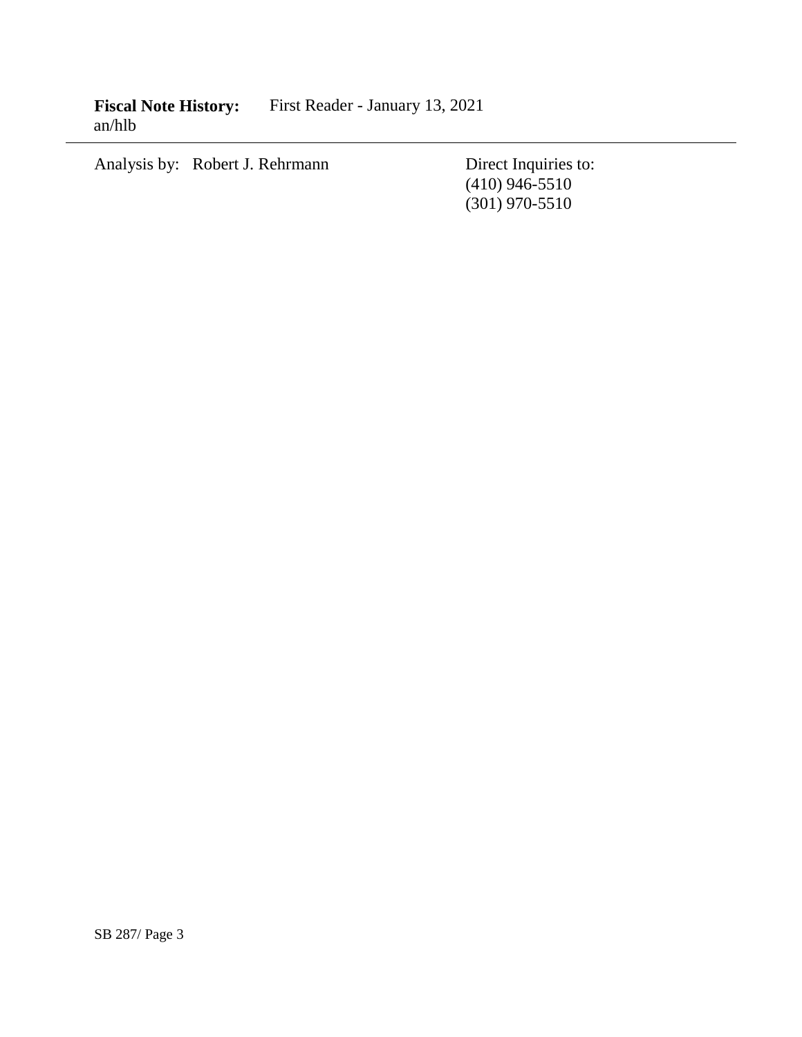**Fiscal Note History:** First Reader - January 13, 2021
an/hlb

---

Analysis by: Robert J. Rehrmann

Direct Inquiries to:
(410) 946-5510
(301) 970-5510